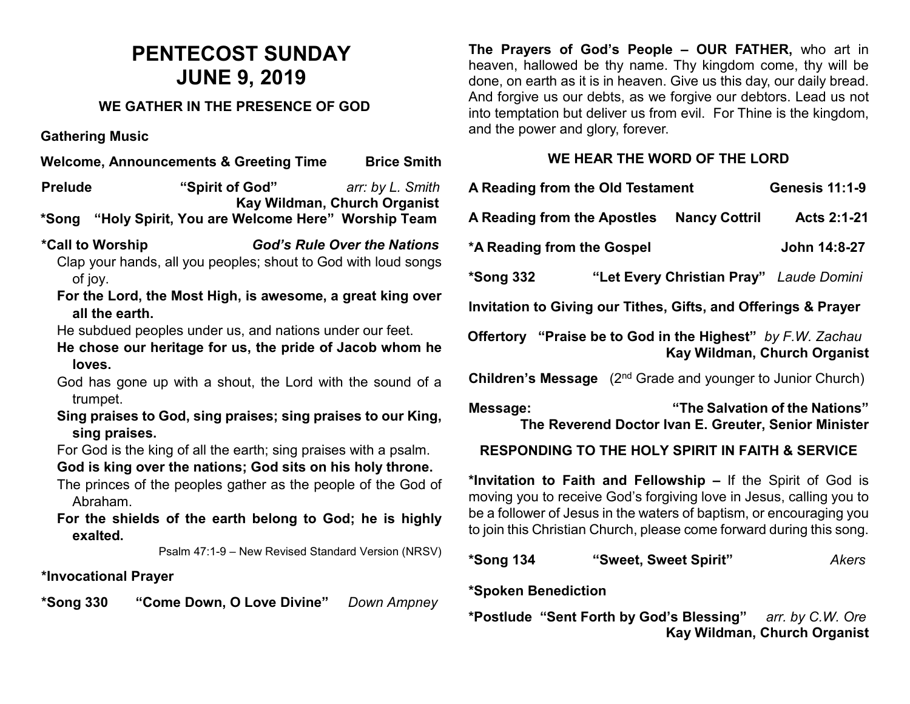# PENTECOST SUNDAY
# JUNE 9, 2019

## WE GATHER IN THE PRESENCE OF GOD

**Gathering Music**

**Welcome, Announcements & Greeting Time** **Brice Smith**

**Prelude** **"Spirit of God"** *arr: by L. Smith*
**Kay Wildman, Church Organist**

**\*Song "Holy Spirit, You are Welcome Here" Worship Team**

**\*Call to Worship** ***God's Rule Over the Nations***

Clap your hands, all you peoples; shout to God with loud songs of joy.

**For the Lord, the Most High, is awesome, a great king over all the earth.**

He subdued peoples under us, and nations under our feet.

**He chose our heritage for us, the pride of Jacob whom he loves.**

God has gone up with a shout, the Lord with the sound of a trumpet.

**Sing praises to God, sing praises; sing praises to our King, sing praises.**

For God is the king of all the earth; sing praises with a psalm.

**God is king over the nations; God sits on his holy throne.**

The princes of the peoples gather as the people of the God of Abraham.

**For the shields of the earth belong to God; he is highly exalted.**

Psalm 47:1-9 – New Revised Standard Version (NRSV)

**\*Invocational Prayer**

**\*Song 330** **"Come Down, O Love Divine"** *Down Ampney*

**The Prayers of God's People – OUR FATHER,** who art in heaven, hallowed be thy name. Thy kingdom come, thy will be done, on earth as it is in heaven. Give us this day, our daily bread. And forgive us our debts, as we forgive our debtors. Lead us not into temptation but deliver us from evil. For Thine is the kingdom, and the power and glory, forever.

## WE HEAR THE WORD OF THE LORD

**A Reading from the Old Testament** **Genesis 11:1-9**

**A Reading from the Apostles** **Nancy Cottril** **Acts 2:1-21**

**\*A Reading from the Gospel** **John 14:8-27**

**\*Song 332** **"Let Every Christian Pray"** *Laude Domini*

**Invitation to Giving our Tithes, Gifts, and Offerings & Prayer**

**Offertory** **"Praise be to God in the Highest"** *by F.W. Zachau*
**Kay Wildman, Church Organist**

**Children's Message** (2nd Grade and younger to Junior Church)

**Message:** **"The Salvation of the Nations"**
**The Reverend Doctor Ivan E. Greuter, Senior Minister**

## RESPONDING TO THE HOLY SPIRIT IN FAITH & SERVICE

**\*Invitation to Faith and Fellowship –** If the Spirit of God is moving you to receive God's forgiving love in Jesus, calling you to be a follower of Jesus in the waters of baptism, or encouraging you to join this Christian Church, please come forward during this song.

**\*Song 134** **"Sweet, Sweet Spirit"** *Akers*

**\*Spoken Benediction**

**\*Postlude** **"Sent Forth by God's Blessing"** *arr. by C.W. Ore*
**Kay Wildman, Church Organist**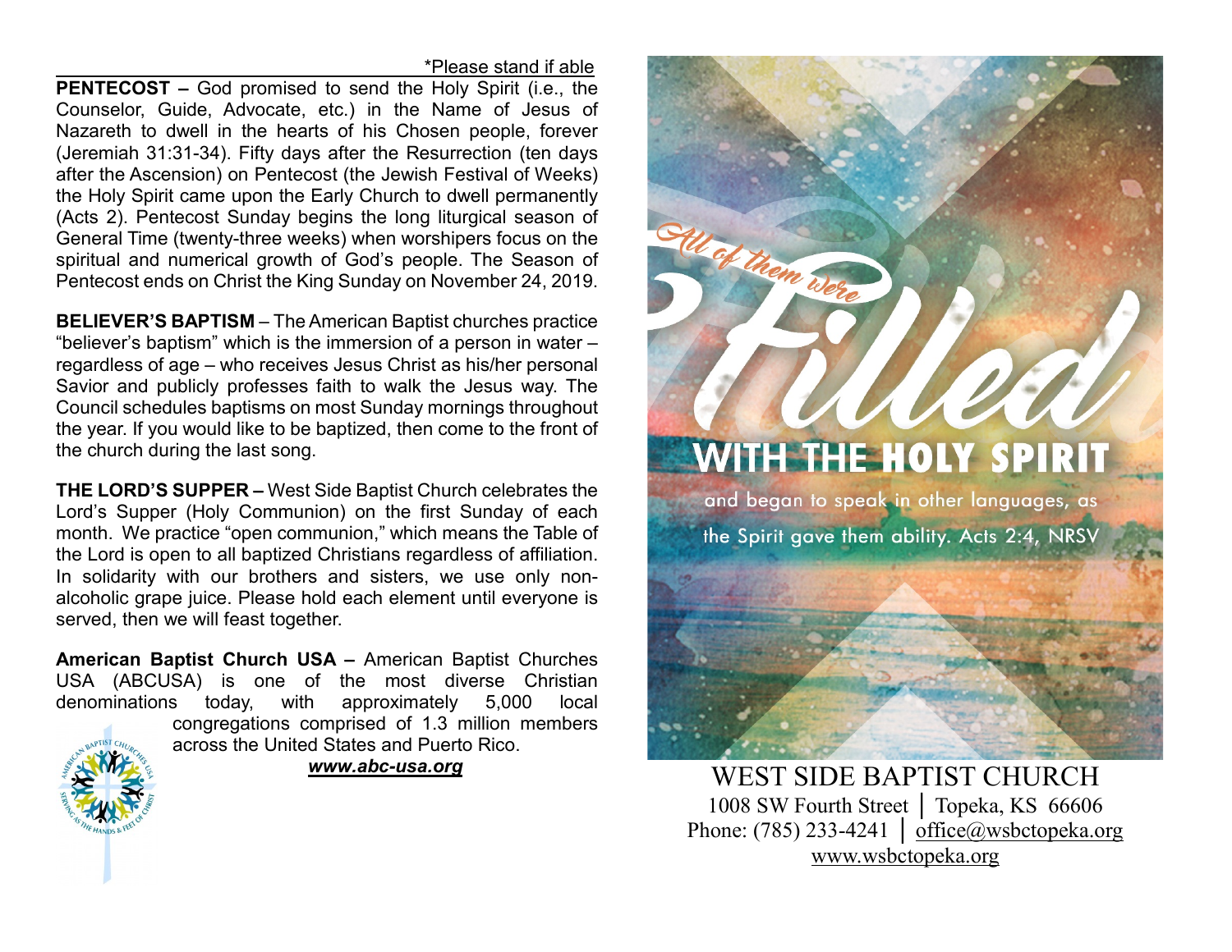*Please stand if able

**PENTECOST –** God promised to send the Holy Spirit (i.e., the Counselor, Guide, Advocate, etc.) in the Name of Jesus of Nazareth to dwell in the hearts of his Chosen people, forever (Jeremiah 31:31-34). Fifty days after the Resurrection (ten days after the Ascension) on Pentecost (the Jewish Festival of Weeks) the Holy Spirit came upon the Early Church to dwell permanently (Acts 2). Pentecost Sunday begins the long liturgical season of General Time (twenty-three weeks) when worshipers focus on the spiritual and numerical growth of God's people. The Season of Pentecost ends on Christ the King Sunday on November 24, 2019.

**BELIEVER'S BAPTISM** – The American Baptist churches practice "believer's baptism" which is the immersion of a person in water – regardless of age – who receives Jesus Christ as his/her personal Savior and publicly professes faith to walk the Jesus way. The Council schedules baptisms on most Sunday mornings throughout the year. If you would like to be baptized, then come to the front of the church during the last song.

**THE LORD'S SUPPER –** West Side Baptist Church celebrates the Lord's Supper (Holy Communion) on the first Sunday of each month. We practice "open communion," which means the Table of the Lord is open to all baptized Christians regardless of affiliation. In solidarity with our brothers and sisters, we use only non-alcoholic grape juice. Please hold each element until everyone is served, then we will feast together.

**American Baptist Church USA –** American Baptist Churches USA (ABCUSA) is one of the most diverse Christian denominations today, with approximately 5,000 local congregations comprised of 1.3 million members across the United States and Puerto Rico.

***www.abc-usa.org***

All of them were Filled WITH THE HOLY SPIRIT and began to speak in other languages, as the Spirit gave them ability. Acts 2:4, NRSV

WEST SIDE BAPTIST CHURCH
1008 SW Fourth Street | Topeka, KS 66606
Phone: (785) 233-4241 | office@wsbctopeka.org
www.wsbctopeka.org